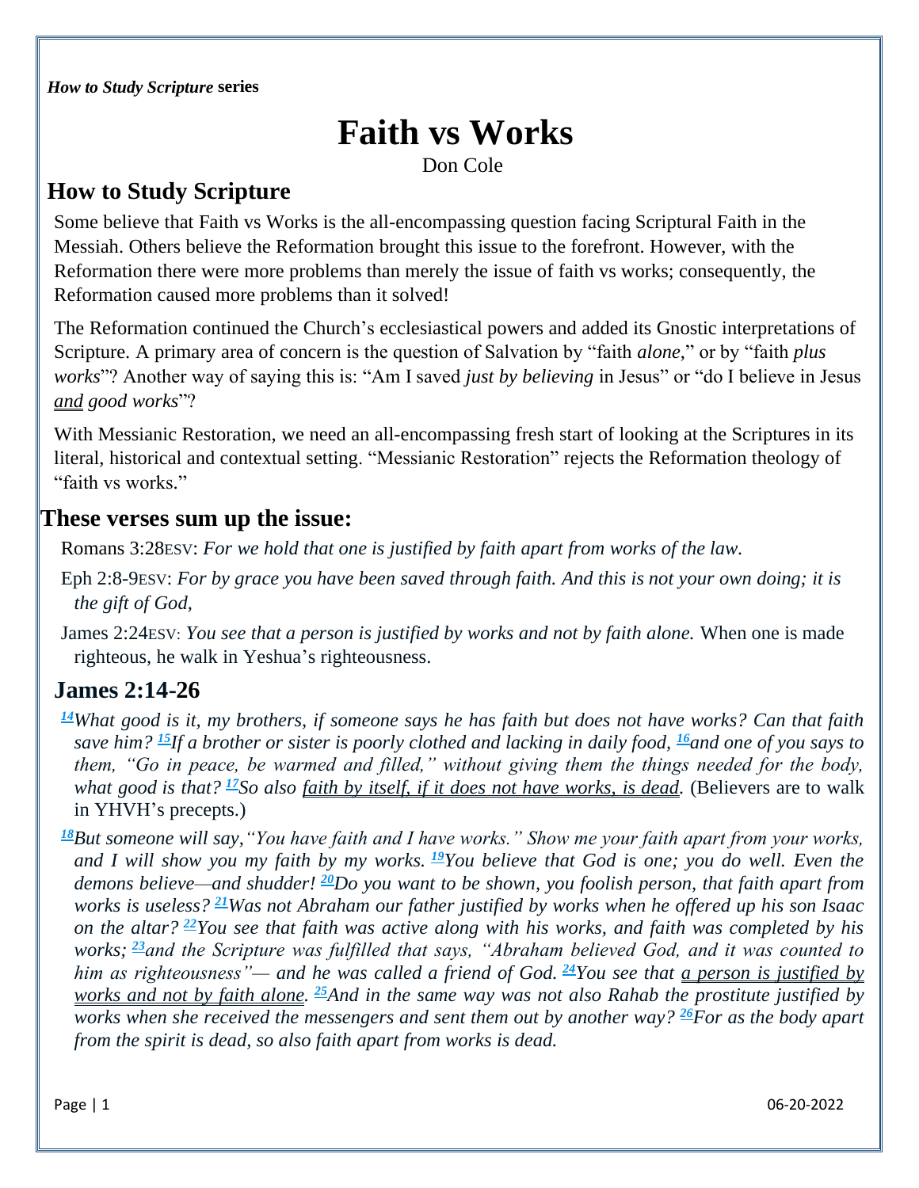*How to Study Scripture* **series**

# Faith vs Works

Don Cole

## How to Study Scripture

Some believe that Faith vs Works is the all-encompassing question facing Scriptural Faith in the Messiah. Others believe the Reformation brought this issue to the forefront. However, with the Reformation there were more problems than merely the issue of faith vs works; consequently, the Reformation caused more problems than it solved!

The Reformation continued the Church's ecclesiastical powers and added its Gnostic interpretations of Scripture. A primary area of concern is the question of Salvation by "faith *alone*," or by "faith *plus works*"? Another way of saying this is: "Am I saved *just by believing* in Jesus" or "do I believe in Jesus *and* good *works*"?

With Messianic Restoration, we need an all-encompassing fresh start of looking at the Scriptures in its literal, historical and contextual setting. "Messianic Restoration" rejects the Reformation theology of "faith vs works."

## These verses sum up the issue:

Romans 3:28ESV: *For we hold that one is justified by faith apart from works of the law.*

Eph 2:8-9ESV: *For by grace you have been saved through faith. And this is not your own doing; it is the gift of God,*

James 2:24ESV: *You see that a person is justified by works and not by faith alone.* When one is made righteous, he walk in Yeshua's righteousness.

## James 2:14-26

*[14]What good is it, my brothers, if someone says he has faith but does not have works? Can that faith save him? [15]If a brother or sister is poorly clothed and lacking in daily food, [16]and one of you says to them, "Go in peace, be warmed and filled," without giving them the things needed for the body, what good is that? [17]So also faith by itself, if it does not have works, is dead.* (Believers are to walk in YHVH's precepts.)

*[18]But someone will say, "You have faith and I have works." Show me your faith apart from your works, and I will show you my faith by my works. [19]You believe that God is one; you do well. Even the demons believe—and shudder! [20]Do you want to be shown, you foolish person, that faith apart from works is useless? [21]Was not Abraham our father justified by works when he offered up his son Isaac on the altar? [22]You see that faith was active along with his works, and faith was completed by his works; [23]and the Scripture was fulfilled that says, "Abraham believed God, and it was counted to him as righteousness"— and he was called a friend of God. [24]You see that a person is justified by works and not by faith alone. [25]And in the same way was not also Rahab the prostitute justified by works when she received the messengers and sent them out by another way? [26]For as the body apart from the spirit is dead, so also faith apart from works is dead.*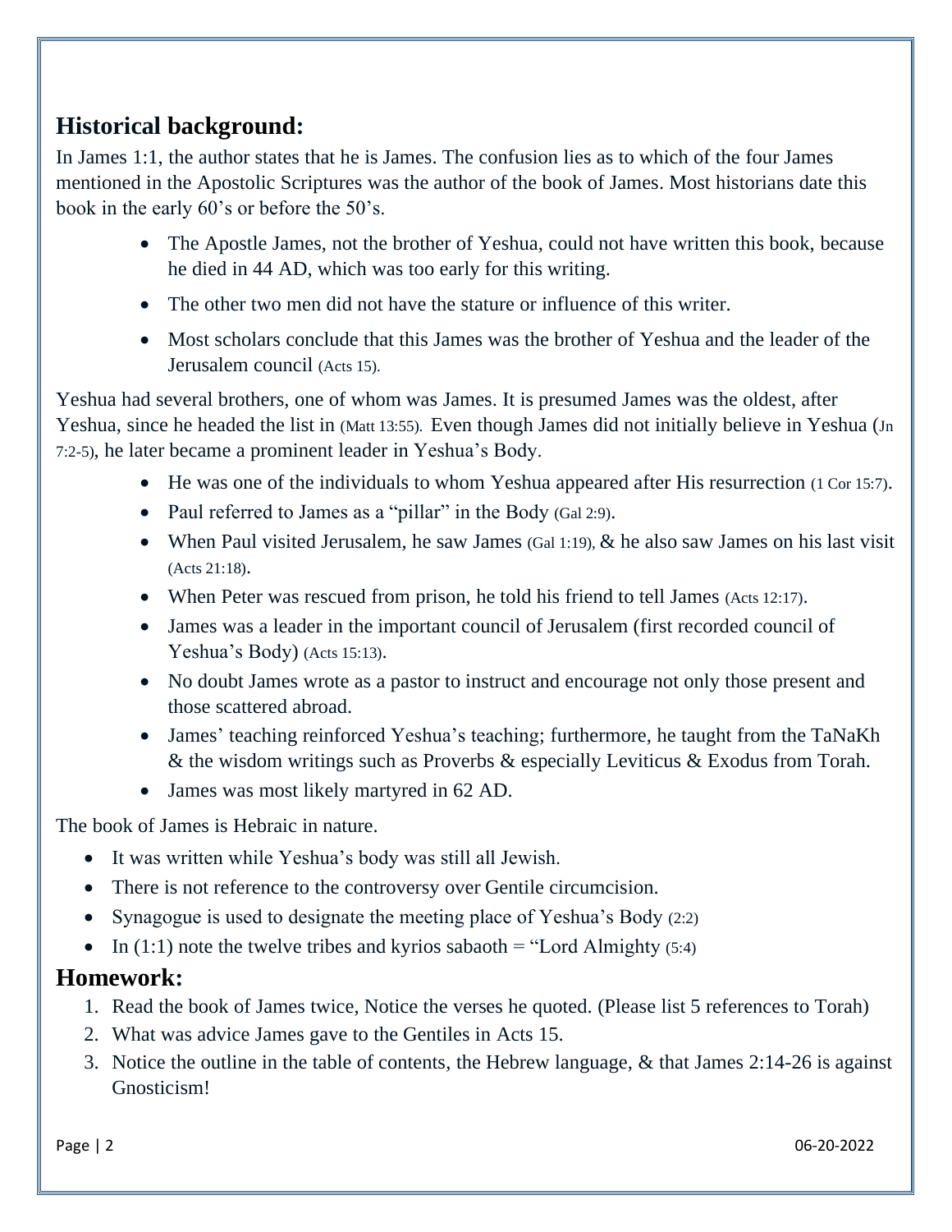## Historical background:

In James 1:1, the author states that he is James. The confusion lies as to which of the four James mentioned in the Apostolic Scriptures was the author of the book of James. Most historians date this book in the early 60's or before the 50's.

- The Apostle James, not the brother of Yeshua, could not have written this book, because he died in 44 AD, which was too early for this writing.
- The other two men did not have the stature or influence of this writer.
- Most scholars conclude that this James was the brother of Yeshua and the leader of the Jerusalem council (Acts 15).

Yeshua had several brothers, one of whom was James. It is presumed James was the oldest, after Yeshua, since he headed the list in (Matt 13:55). Even though James did not initially believe in Yeshua (Jn 7:2-5), he later became a prominent leader in Yeshua's Body.

- He was one of the individuals to whom Yeshua appeared after His resurrection (1 Cor 15:7).
- Paul referred to James as a "pillar" in the Body (Gal 2:9).
- When Paul visited Jerusalem, he saw James (Gal 1:19), & he also saw James on his last visit (Acts 21:18).
- When Peter was rescued from prison, he told his friend to tell James (Acts 12:17).
- James was a leader in the important council of Jerusalem (first recorded council of Yeshua's Body) (Acts 15:13).
- No doubt James wrote as a pastor to instruct and encourage not only those present and those scattered abroad.
- James' teaching reinforced Yeshua's teaching; furthermore, he taught from the TaNaKh & the wisdom writings such as Proverbs & especially Leviticus & Exodus from Torah.
- James was most likely martyred in 62 AD.

The book of James is Hebraic in nature.

- It was written while Yeshua's body was still all Jewish.
- There is not reference to the controversy over Gentile circumcision.
- Synagogue is used to designate the meeting place of Yeshua's Body (2:2)
- In (1:1) note the twelve tribes and kyrios sabaoth = "Lord Almighty (5:4)

## Homework:

1. Read the book of James twice, Notice the verses he quoted. (Please list 5 references to Torah)
2. What was advice James gave to the Gentiles in Acts 15.
3. Notice the outline in the table of contents, the Hebrew language, & that James 2:14-26 is against Gnosticism!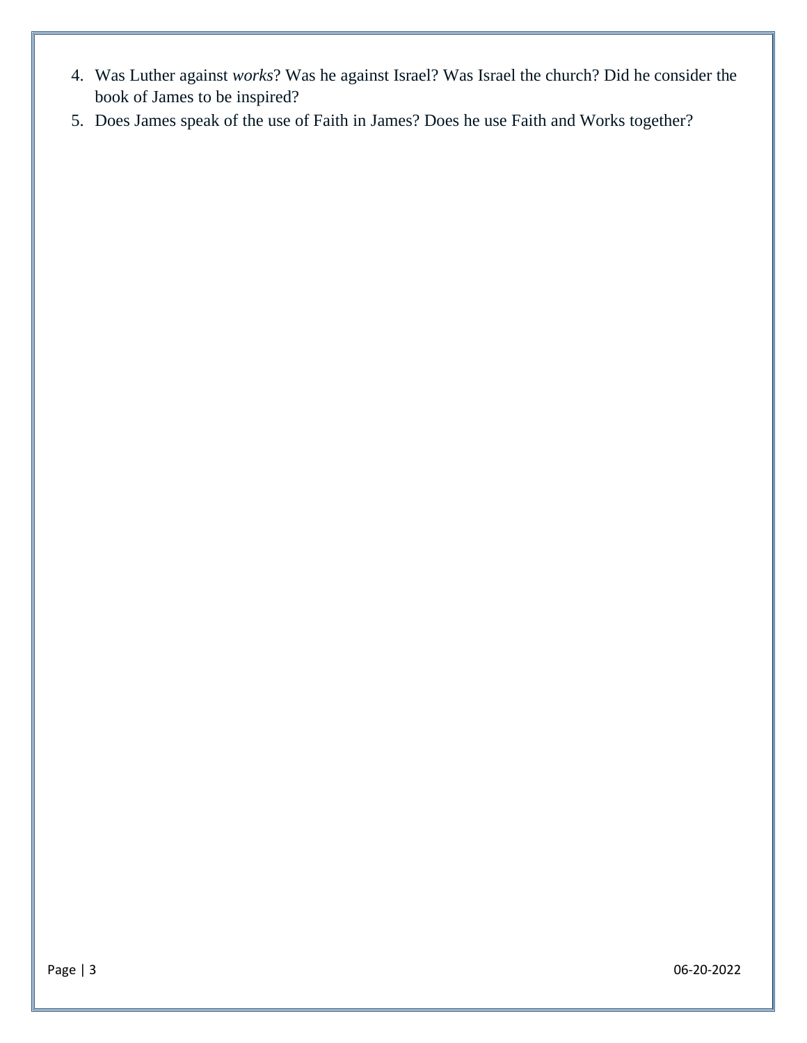4. Was Luther against *works*? Was he against Israel? Was Israel the church? Did he consider the book of James to be inspired?
5. Does James speak of the use of Faith in James? Does he use Faith and Works together?